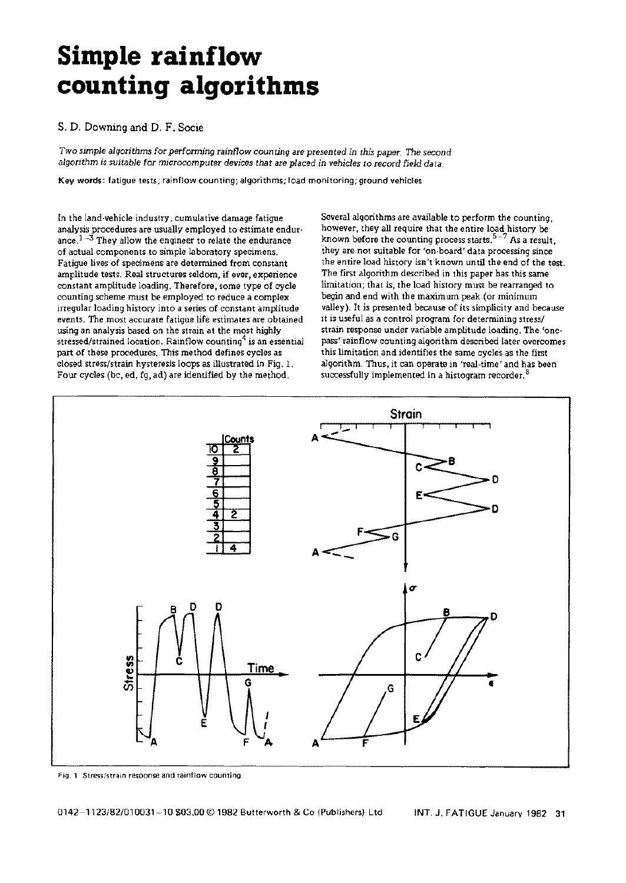# Simple rainflow counting algorithms

S. D. Downing and D. F. Socie

*Two simple algorithms for performing rainflow counting are presented in this paper. The second algorithm is suitable for microcomputer devices that are placed in vehicles to record field data.*

**Key words:** fatigue tests; rainflow counting; algorithms; load monitoring; ground vehicles

In the land-vehicle industry, cumulative damage fatigue analysis procedures are usually employed to estimate endurance.[1-3] They allow the engineer to relate the endurance of actual components to simple laboratory specimens. Fatigue lives of specimens are determined from constant amplitude tests. Real structures seldom, if ever, experience constant amplitude loading. Therefore, some type of cycle counting scheme must be employed to reduce a complex irregular loading history into a series of constant amplitude events. The most accurate fatigue life estimates are obtained using an analysis based on the strain at the most highly stressed/strained location. Rainflow counting[4] is an essential part of these procedures. This method defines cycles as closed stress/strain hysteresis loops as illustrated in Fig. 1. Four cycles (bc, ed, fg, ad) are identified by the method.

Several algorithms are available to perform the counting, however, they all require that the entire load history be known before the counting process starts.[5-7] As a result, they are not suitable for 'on-board' data processing since the entire load history isn't known until the end of the test. The first algorithm described in this paper has this same limitation; that is, the load history must be rearranged to begin and end with the maximum peak (or minimum valley). It is presented because of its simplicity and because it is useful as a control program for determining stress/strain response under variable amplitude loading. The 'one-pass' rainflow counting algorithm described later overcomes this limitation and identifies the same cycles as the first algorithm. Thus, it can operate in 'real-time' and has been successfully implemented in a histogram recorder.[8]

Fig. 1 Stress/strain response and rainflow counting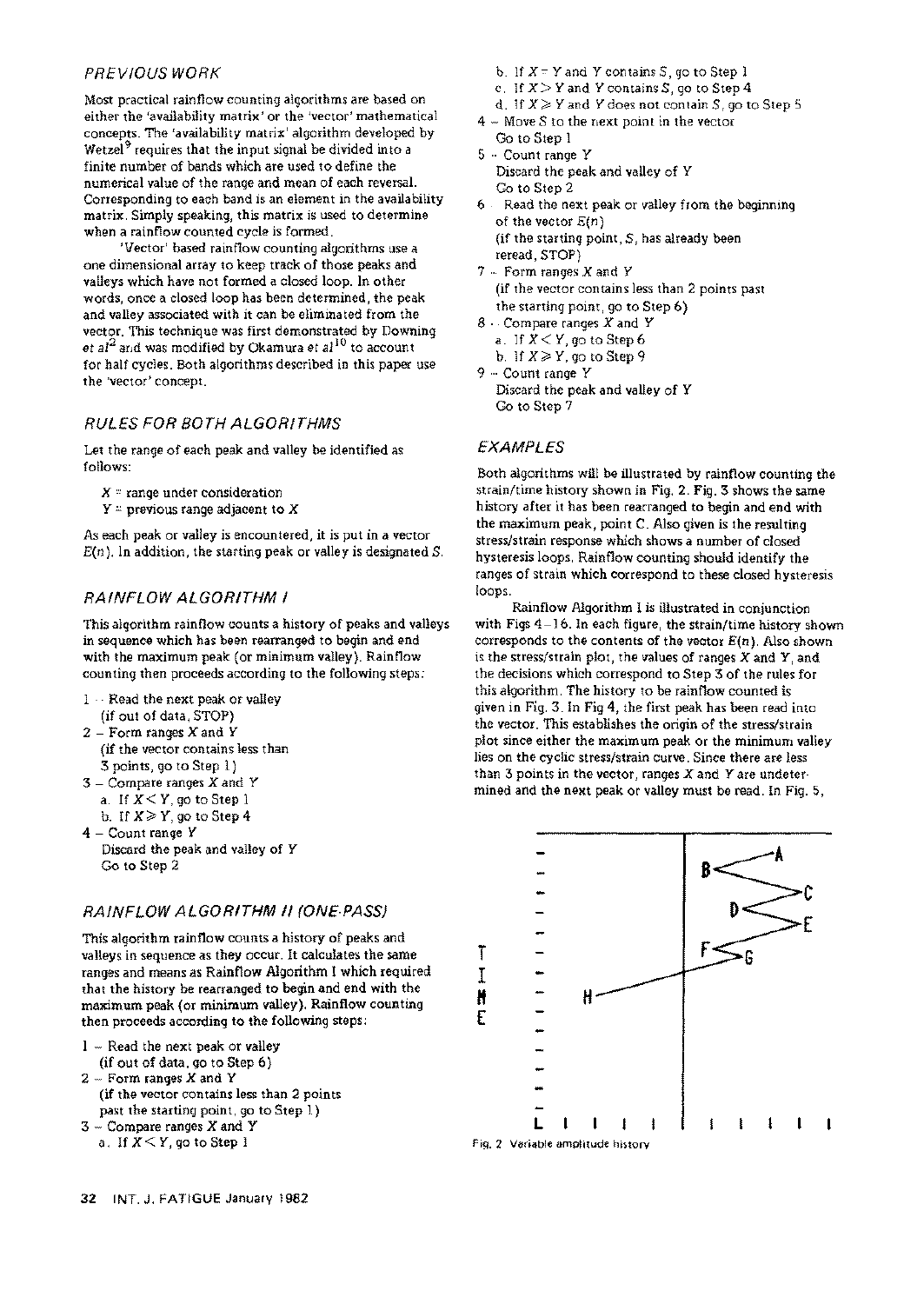## PREVIOUS WORK

Most practical rainflow counting algorithms are based on either the 'availability matrix' or the 'vector' mathematical concepts. The 'availability matrix' algorithm developed by Wetzel[9] requires that the input signal be divided into a finite number of bands which are used to define the numerical value of the range and mean of each reversal. Corresponding to each band is an element in the availability matrix. Simply speaking, this matrix is used to determine when a rainflow counted cycle is formed.

'Vector' based rainflow counting algorithms use a one dimensional array to keep track of those peaks and valleys which have not formed a closed loop. In other words, once a closed loop has been determined, the peak and valley associated with it can be eliminated from the vector. This technique was first demonstrated by Downing *et al*[2] and was modified by Okamura *et al*[10] to account for half cycles. Both algorithms described in this paper use the 'vector' concept.

## RULES FOR BOTH ALGORITHMS

Let the range of each peak and valley be identified as follows:

$X$ = range under consideration
$Y$ = previous range adjacent to $X$

As each peak or valley is encountered, it is put in a vector $E(n)$. In addition, the starting peak or valley is designated $S$.

## RAINFLOW ALGORITHM I

This algorithm rainflow counts a history of peaks and valleys in sequence which has been rearranged to begin and end with the maximum peak (or minimum valley). Rainflow counting then proceeds according to the following steps:

1 – Read the next peak or valley
(if out of data, STOP)
2 – Form ranges $X$ and $Y$
(if the vector contains less than 3 points, go to Step 1)
3 – Compare ranges $X$ and $Y$
a. If $X < Y$, go to Step 1
b. If $X \geq Y$, go to Step 4
4 – Count range $Y$
Discard the peak and valley of $Y$
Go to Step 2

## RAINFLOW ALGORITHM II (ONE-PASS)

This algorithm rainflow counts a history of peaks and valleys in sequence as they occur. It calculates the same ranges and means as Rainflow Algorithm I which required that the history be rearranged to begin and end with the maximum peak (or minimum valley). Rainflow counting then proceeds according to the following steps:

1 – Read the next peak or valley
(if out of data, go to Step 6)
2 – Form ranges $X$ and $Y$
(if the vector contains less than 2 points past the starting point, go to Step 1)
3 – Compare ranges $X$ and $Y$
a. If $X < Y$, go to Step 1
b. If $X = Y$ and $Y$ contains $S$, go to Step 1
c. If $X > Y$ and $Y$ contains $S$, go to Step 4
d. If $X \geq Y$ and $Y$ does not contain $S$, go to Step 5
4 – Move $S$ to the next point in the vector
Go to Step 1
5 – Count range $Y$
Discard the peak and valley of $Y$
Go to Step 2
6 – Read the next peak or valley from the beginning of the vector $E(n)$
(if the starting point, $S$, has already been reread, STOP)
7 – Form ranges $X$ and $Y$
(if the vector contains less than 2 points past the starting point, go to Step 6)
8 – Compare ranges $X$ and $Y$
a. If $X < Y$, go to Step 6
b. If $X \geq Y$, go to Step 9
9 – Count range $Y$
Discard the peak and valley of $Y$
Go to Step 7

## EXAMPLES

Both algorithms will be illustrated by rainflow counting the strain/time history shown in Fig. 2. Fig. 3 shows the same history after it has been rearranged to begin and end with the maximum peak, point C. Also given is the resulting stress/strain response which shows a number of closed hysteresis loops. Rainflow counting should identify the ranges of strain which correspond to these closed hysteresis loops.

Rainflow Algorithm I is illustrated in conjunction with Figs 4–16. In each figure, the strain/time history shown corresponds to the contents of the vector $E(n)$. Also shown is the stress/strain plot, the values of ranges $X$ and $Y$, and the decisions which correspond to Step 3 of the rules for this algorithm. The history to be rainflow counted is given in Fig. 3. In Fig 4, the first peak has been read into the vector. This establishes the origin of the stress/strain plot since either the maximum peak or the minimum valley lies on the cyclic stress/strain curve. Since there are less than 3 points in the vector, ranges $X$ and $Y$ are undetermined and the next peak or valley must be read. In Fig. 5,

Fig. 2 Variable amplitude history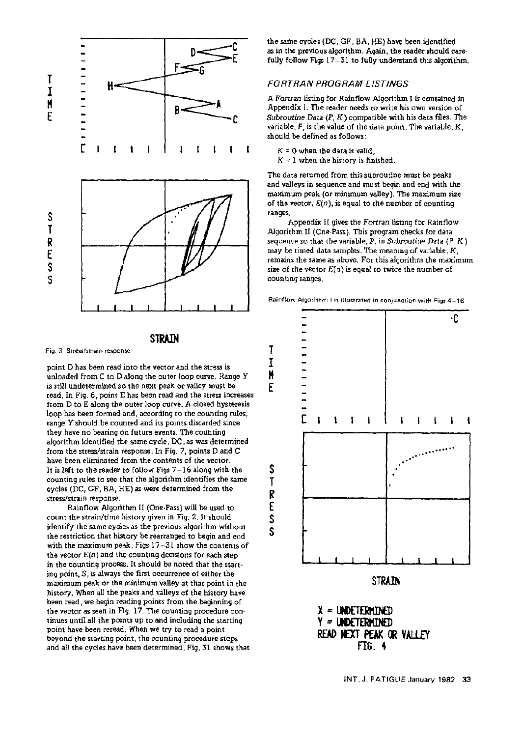Fig. 3 Stress/strain response

point D has been read into the vector and the stress is unloaded from C to D along the outer loop curve. Range Y is still undetermined so the next peak or valley must be read. In Fig. 6, point E has been read and the stress increases from D to E along the outer loop curve. A closed hysteresis loop has been formed and, according to the counting rules, range Y should be counted and its points discarded since they have no bearing on future events. The counting algorithm identified the same cycle, DC, as was determined from the stress/strain response. In Fig. 7, points D and C have been eliminated from the contents of the vector. It is left to the reader to follow Figs 7–16 along with the counting rules to see that the algorithm identifies the same cycles (DC, GF, BA, HE) as were determined from the stress/strain response.

Rainflow Algorithm II (One-Pass) will be used to count the strain/time history given in Fig. 2. It should identify the same cycles as the previous algorithm without the restriction that history be rearranged to begin and end with the maximum peak. Figs 17–31 show the contents of the vector $E(n)$ and the counting decisions for each step in the counting process. It should be noted that the starting point, $S$, is always the first occurrence of either the maximum peak or the minimum valley at that point in the history. When all the peaks and valleys of the history have been read, we begin reading points from the beginning of the vector as seen in Fig. 17. The counting procedure continues until all the points up to and including the starting point have been reread. When we try to read a point beyond the starting point, the counting procedure stops and all the cycles have been determined. Fig. 31 shows that the same cycles (DC, GF, BA, HE) have been identified as in the previous algorithm. Again, the reader should carefully follow Figs 17–31 to fully understand this algorithm.

## FORTRAN PROGRAM LISTINGS

A *Fortran* listing for Rainflow Algorithm I is contained in Appendix I. The reader needs to write his own version of *Subroutine Data* $(P, K)$ compatible with his data files. The variable, $P$, is the value of the data point. The variable, $K$, should be defined as follows:

$K = 0$ when the data is valid;
$K = 1$ when the history is finished.

The data returned from this subroutine must be peaks and valleys in sequence and must begin and end with the maximum peak (or minimum valley). The maximum size of the vector, $E(n)$, is equal to the number of counting ranges.

Appendix II gives the *Fortran* listing for Rainflow Algorithm II (One-Pass). This program checks for data sequence so that the variable, $P$, in *Subroutine Data* $(P, K)$ may be timed data samples. The meaning of variable, $K$, remains the same as above. For this algorithm the maximum size of the vector $E(n)$ is equal to twice the number of counting ranges.

Rainflow Algorithm I is illustrated in conjunction with Figs 4–16

X = UNDETERMINED
Y = UNDETERMINED
READ NEXT PEAK OR VALLEY
FIG. 4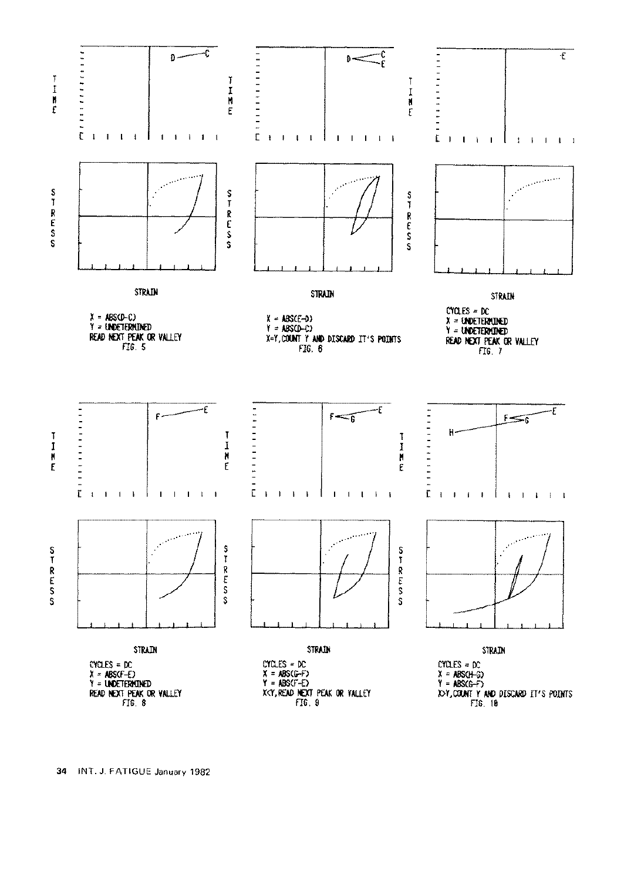X = ABS(D-C)
Y = UNDETERMINED
READ NEXT PEAK OR VALLEY
FIG. 5

X = ABS(E-D)
Y = ABS(D-C)
X=Y, COUNT Y AND DISCARD IT'S POINTS
FIG. 6

CYCLES = DC
X = UNDETERMINED
Y = UNDETERMINED
READ NEXT PEAK OR VALLEY
FIG. 7

CYCLES = DC
X = ABS(F-E)
Y = UNDETERMINED
READ NEXT PEAK OR VALLEY
FIG. 8

CYCLES = DC
X = ABS(G-F)
Y = ABS(F-E)
X<Y, READ NEXT PEAK OR VALLEY
FIG. 9

CYCLES = DC
X = ABS(H-G)
Y = ABS(G-F)
X>Y, COUNT Y AND DISCARD IT'S POINTS
FIG. 10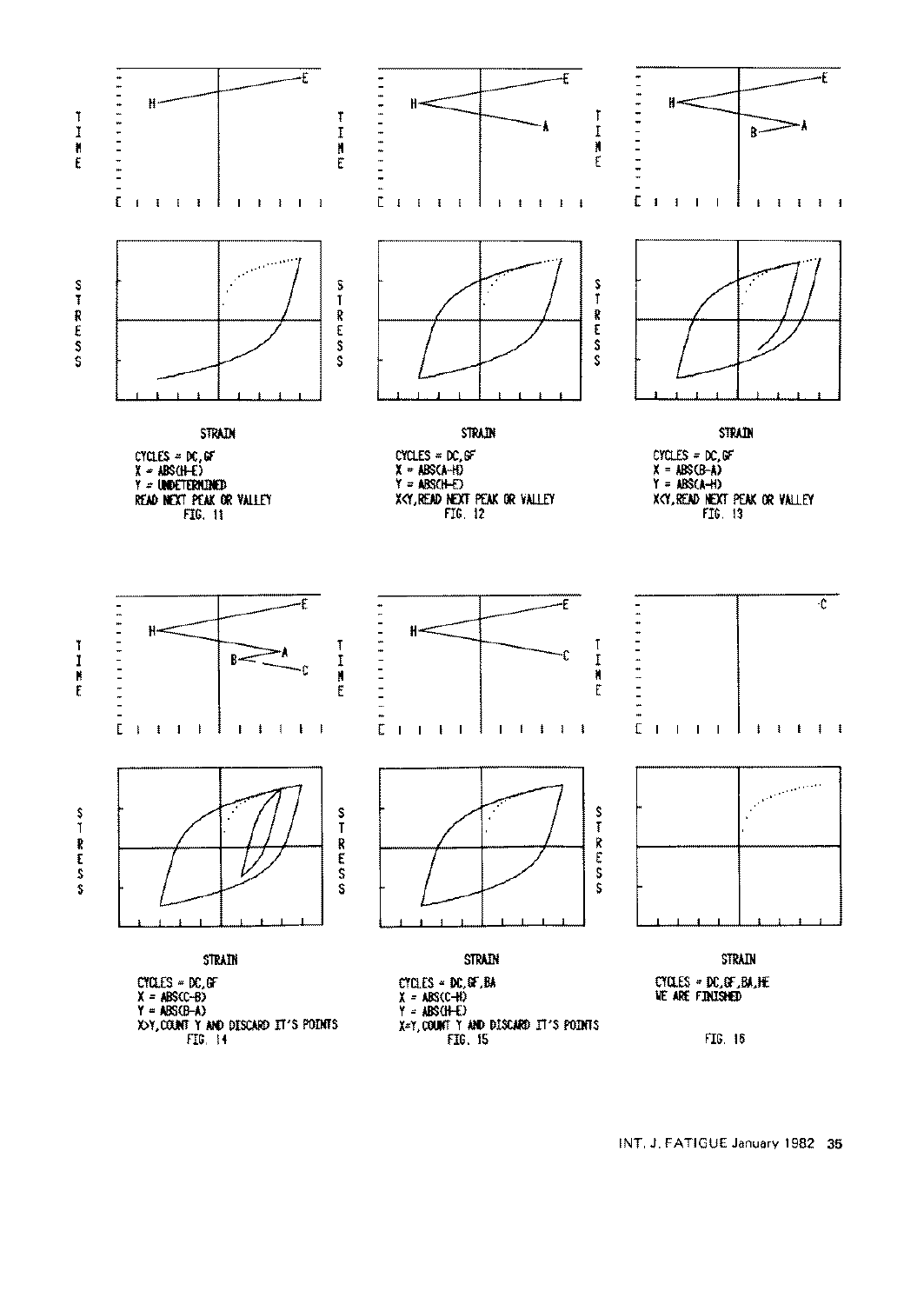CYCLES = DC,GF
X = ABS(H-E)
Y = UNDETERMINED
READ NEXT PEAK OR VALLEY
FIG. 11

CYCLES = DC,GF
X = ABS(A-H)
Y = ABS(H-E)
X<Y,READ NEXT PEAK OR VALLEY
FIG. 12

CYCLES = DC,GF
X = ABS(B-A)
Y = ABS(A-H)
X<Y,READ NEXT PEAK OR VALLEY
FIG. 13

CYCLES = DC,GF
X = ABS(C-B)
Y = ABS(B-A)
X>Y,COUNT Y AND DISCARD IT'S POINTS
FIG. 14

CYCLES = DC,GF,BA
X = ABS(C-H)
Y = ABS(H-E)
X=Y,COUNT Y AND DISCARD IT'S POINTS
FIG. 15

CYCLES = DC,GF,BA,HE
WE ARE FINISHED

FIG. 16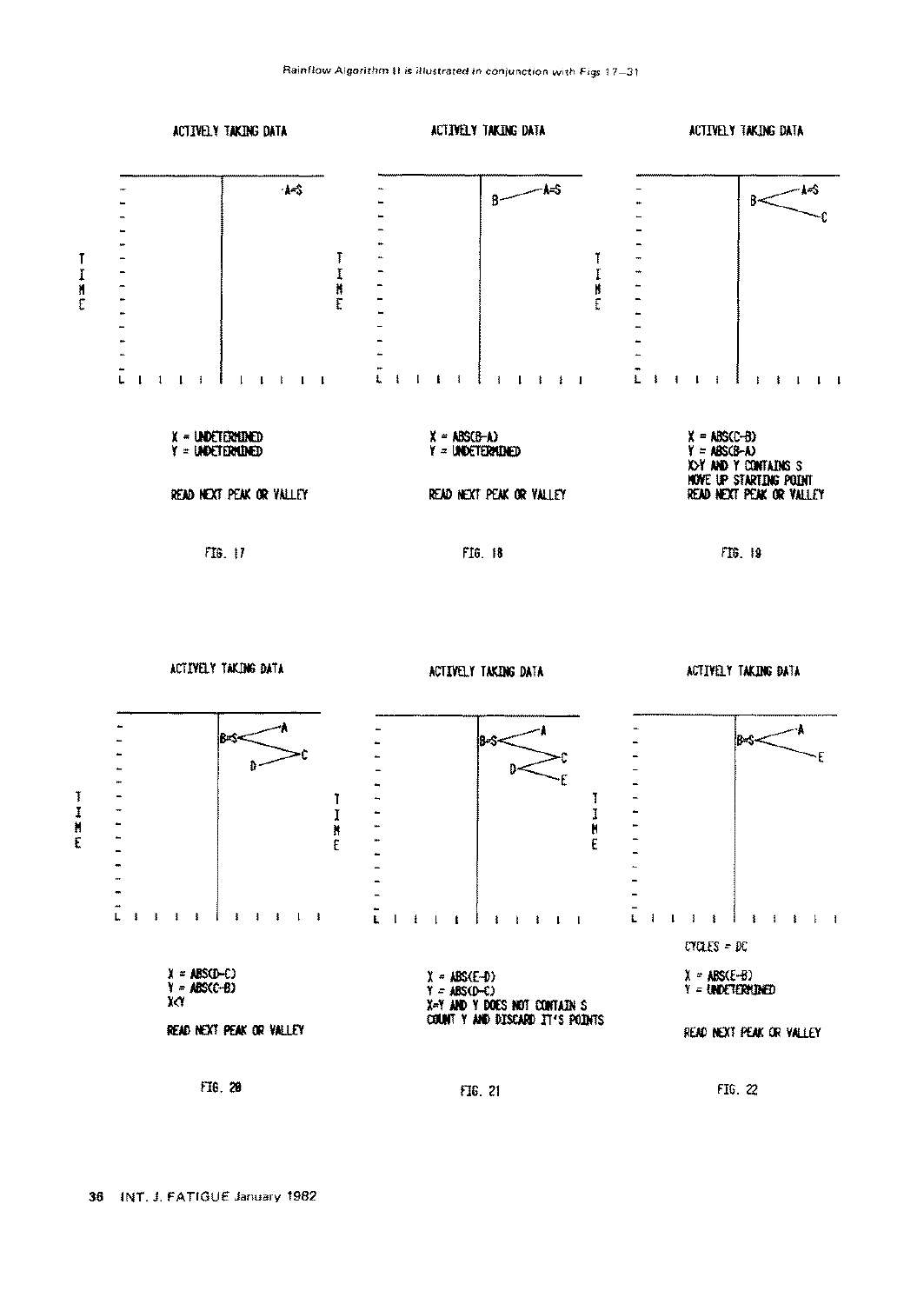*Rainflow Algorithm II is illustrated in conjunction with Figs 17–31*

ACTIVELY TAKING DATA

X = UNDETERMINED
Y = UNDETERMINED

READ NEXT PEAK OR VALLEY

FIG. 17

ACTIVELY TAKING DATA

X = ABS(B-A)
Y = UNDETERMINED

READ NEXT PEAK OR VALLEY

FIG. 18

ACTIVELY TAKING DATA

X = ABS(C-B)
Y = ABS(B-A)
X>Y AND Y CONTAINS S
MOVE UP STARTING POINT
READ NEXT PEAK OR VALLEY

FIG. 19

ACTIVELY TAKING DATA

X = ABS(D-C)
Y = ABS(C-B)
X<Y

READ NEXT PEAK OR VALLEY

FIG. 20

ACTIVELY TAKING DATA

X = ABS(E-D)
Y = ABS(D-C)
X=Y AND Y DOES NOT CONTAIN S
COUNT Y AND DISCARD IT'S POINTS

FIG. 21

ACTIVELY TAKING DATA

CYCLES = DC

X = ABS(E-B)
Y = UNDETERMINED

READ NEXT PEAK OR VALLEY

FIG. 22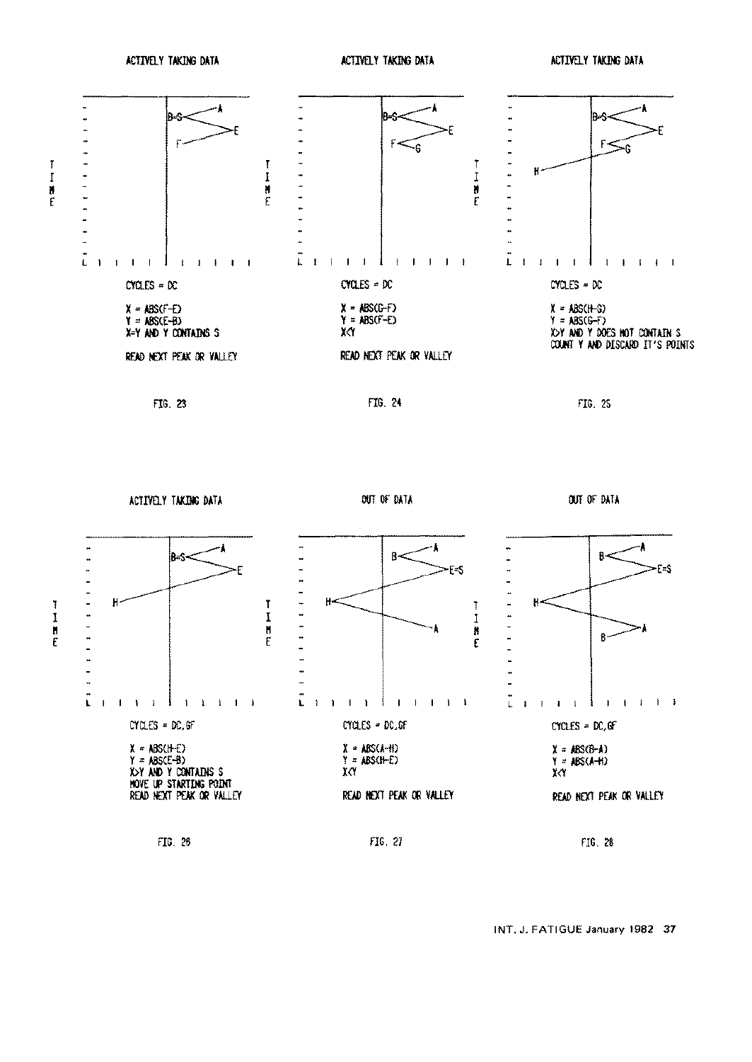ACTIVELY TAKING DATA

CYCLES = DC

X = ABS(F-E)
Y = ABS(E-B)
X=Y AND Y CONTAINS S

READ NEXT PEAK OR VALLEY

FIG. 23

ACTIVELY TAKING DATA

CYCLES = DC

X = ABS(G-F)
Y = ABS(F-E)
X<Y

READ NEXT PEAK OR VALLEY

FIG. 24

ACTIVELY TAKING DATA

CYCLES = DC

X = ABS(H-G)
Y = ABS(G-F)
X>Y AND Y DOES NOT CONTAIN S
COUNT Y AND DISCARD IT'S POINTS

FIG. 25

ACTIVELY TAKING DATA

CYCLES = DC,GF

X = ABS(H-E)
Y = ABS(E-B)
X>Y AND Y CONTAINS S
MOVE UP STARTING POINT
READ NEXT PEAK OR VALLEY

FIG. 26

OUT OF DATA

CYCLES = DC,GF

X = ABS(A-H)
Y = ABS(H-E)
X<Y

READ NEXT PEAK OR VALLEY

FIG. 27

OUT OF DATA

CYCLES = DC,GF

X = ABS(B-A)
Y = ABS(A-H)
X<Y

READ NEXT PEAK OR VALLEY

FIG. 28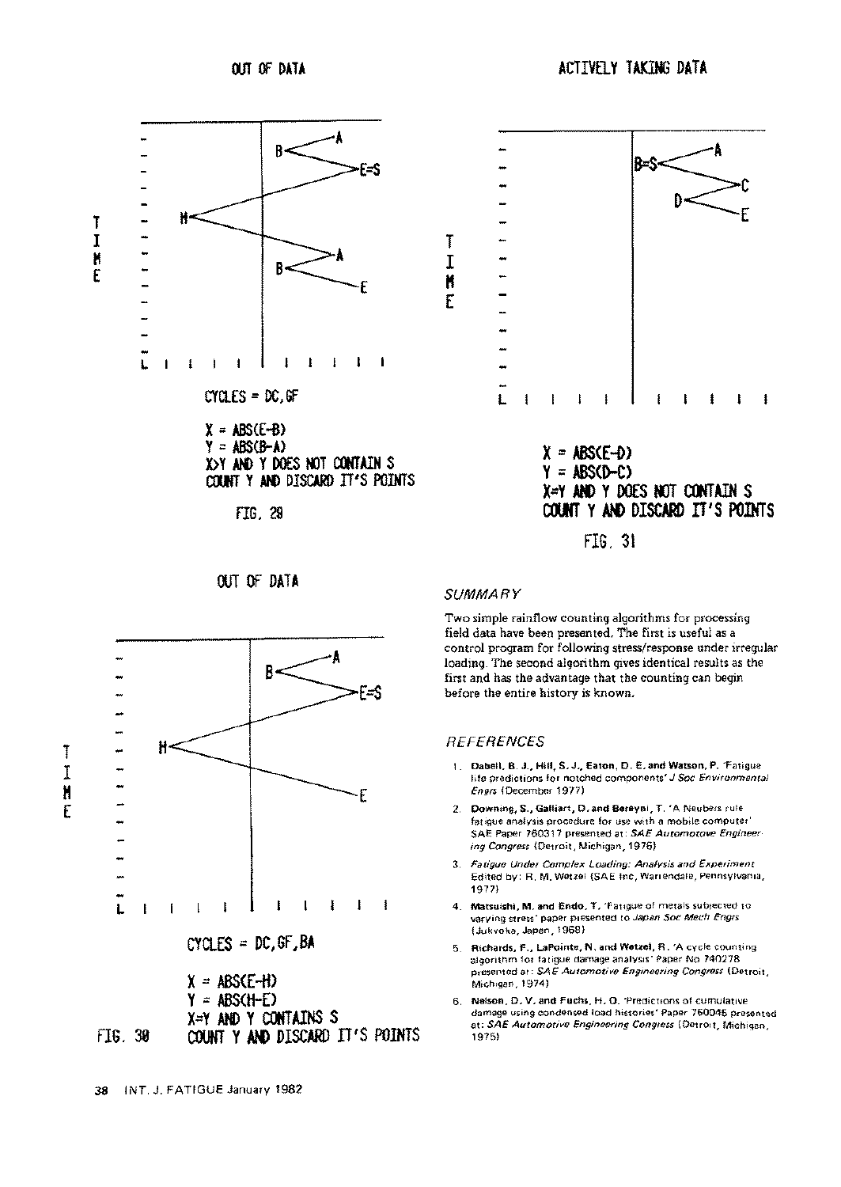OUT OF DATA

CYCLES = DC,GF

X = ABS(E-B)
Y = ABS(B-A)
X>Y AND Y DOES NOT CONTAIN S
COUNT Y AND DISCARD IT'S POINTS

FIG. 29

ACTIVELY TAKING DATA

X = ABS(E-D)
Y = ABS(D-C)
X=Y AND Y DOES NOT CONTAIN S
COUNT Y AND DISCARD IT'S POINTS

FIG. 31

OUT OF DATA

CYCLES = DC,GF,BA

X = ABS(E-H)
Y = ABS(H-E)
X=Y AND Y CONTAINS S
COUNT Y AND DISCARD IT'S POINTS

FIG. 30

## SUMMARY

Two simple rainflow counting algorithms for processing field data have been presented. The first is useful as a control program for following stress/response under irregular loading. The second algorithm gives identical results as the first and has the advantage that the counting can begin before the entire history is known.

## REFERENCES

1. **Dabell, B. J., Hill, S. J., Eaton, D. E. and Watson, P.** 'Fatigue life predictions for notched components' *J Soc Environmental Engrs* (December 1977)
2. **Downing, S., Galliart, D. and Bereyni, T.** 'A Neubers rule fatigue analysis procedure for use with a mobile computer' SAE Paper 760317 presented at: *SAE Automotive Engineering Congress* (Detroit, Michigan, 1976)
3. *Fatigue Under Complex Loading: Analysis and Experiment* Edited by: R. M. Wetzel (SAE Inc, Warrendale, Pennsylvania, 1977)
4. **Matsuishi, M. and Endo, T.** 'Fatigue of metals subjected to varying stress' paper presented to *Japan Soc Mech Engrs* (Jukvoka, Japan, 1968)
5. **Richards, F., LaPointe, N. and Wetzel, R.** 'A cycle counting algorithm for fatigue damage analysis' Paper No 740278 presented at: *SAE Automotive Engineering Congress* (Detroit, Michigan, 1974)
6. **Nelson, D. V. and Fuchs, H. O.** 'Predictions of cumulative damage using condensed load histories' Paper 760045 presented at: *SAE Automotive Engineering Congress* (Detroit, Michigan, 1975)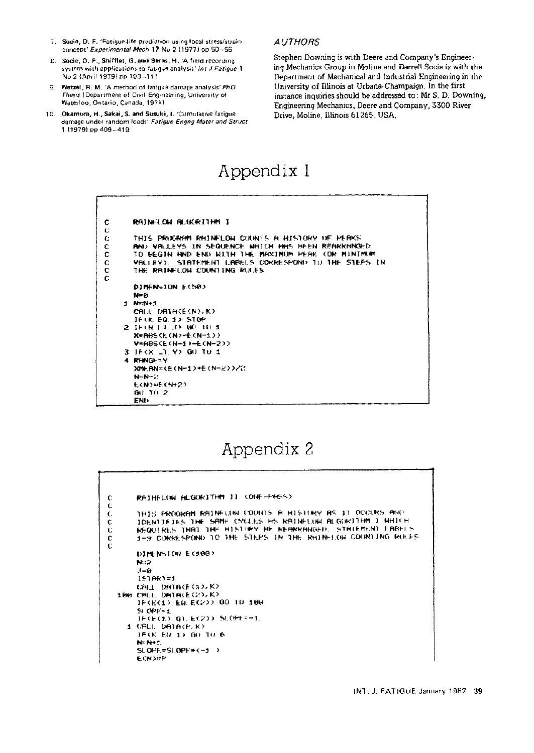7. **Socie, D. F.** 'Fatigue-life prediction using local stress/strain concept' *Experimental Mech* 17 No 2 (1977) pp 50–56
8. **Socie, D. F., Shifflet, G. and Berns, H.** 'A field recording system with applications to fatigue analysis' *Int J Fatigue* 1 No 2 (April 1979) pp 103–111
9. **Wetzel, R. M.** 'A method of fatigue damage analysis' *PhD Thesis* (Department of Civil Engineering, University of Waterloo, Ontario, Canada, 1971)
10. **Okamura, H., Sakai, S. and Susuki, I.** 'Cumulative fatigue damage under random loads' *Fatigue Engng Mater and Struct* 1 (1979) pp 409–419

## *AUTHORS*

Stephen Downing is with Deere and Company's Engineering Mechanics Group in Moline and Darrell Socie is with the Department of Mechanical and Industrial Engineering in the University of Illinois at Urbana-Champaign. In the first instance inquiries should be addressed to: Mr S. D. Downing, Engineering Mechanics, Deere and Company, 3300 River Drive, Moline, Illinois 61265, USA.

# Appendix 1

```
C     RAINFLOW ALGORITHM I
C
C     THIS PROGRAM RAINFLOW COUNTS A HISTORY OF PEAKS
C     AND VALLEYS IN SEQUENCE WHICH HAS BEEN REARRANGED
C     TO BEGIN AND END WITH THE MAXIMUM PEAK (OR MINIMUM
C     VALLEY).  STATEMENT LABELS CORRESPOND TO THE STEPS IN
C     THE RAINFLOW COUNTING RULES.
C
      DIMENSION E(50)
      N=0
    1 N=N+1
      CALL DATA(E(N),K)
      IF(K.EQ.1) STOP
    2 IF(N.LT.3) GO TO 1
      X=ABS(E(N)-E(N-1))
      Y=ABS(E(N-1)-E(N-2))
    3 IF(X.LT.Y) GO TO 1
    4 RANGE=Y
      XMEAN=(E(N-1)+E(N-2))/2.
      N=N-2
      E(N)=E(N+2)
      GO TO 2
      END
```

# Appendix 2

```
C     RAINFLOW ALGORITHM II (ONE-PASS)
C
C     THIS PROGRAM RAINFLOW COUNTS A HISTORY AS IT OCCURS AND
C     IDENTIFIES THE SAME CYCLES AS RAINFLOW ALGORITHM I WHICH
C     REQUIRES THAT THE HISTORY BE REARRANGED.  STATEMENT LABELS
C     1-9 CORRESPOND TO THE STEPS IN THE RAINFLOW COUNTING RULES.
C
      DIMENSION E(100)
      N=2
      J=0
      ISTART=1
      CALL DATA(E(1),K)
  100 CALL DATA(E(2),K)
      IF(E(1).EQ.E(2)) GO TO 100
      SLOPE=1.
      IF(E(1).GT.E(2)) SLOPE=-1.
    1 CALL DATA(P,K)
      IF(K.EQ.1) GO TO 6
      N=N+1
      SLOPE=SLOPE*(-1.)
      E(N)=P
```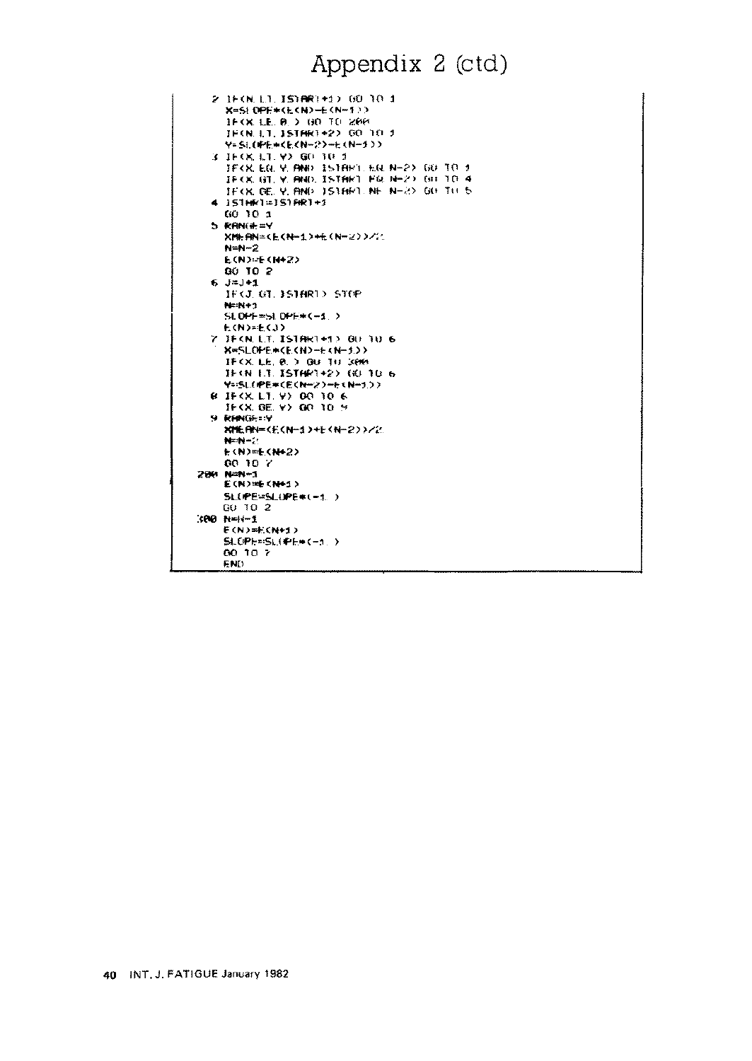# Appendix 2 (ctd)

```
    2 IF(N.LT.ISTART+1) GO TO 1
      X=SLOPE*(E(N)-E(N-1))
      IF(X.LE.0.) GO TO 200
      IF(N.LT.ISTART+2) GO TO 1
      Y=SLOPE*(E(N-2)-E(N-1))
    3 IF(X.LT.Y) GO TO 1
      IF(X.EQ.Y.AND.ISTART.EQ.N-2) GO TO 1
      IF(X.GT.Y.AND.ISTART.EQ.N-2) GO TO 4
      IF(X.GE.Y.AND.ISTART.NE.N-2) GO TO 5
    4 ISTART=ISTART+1
      GO TO 1
    5 RANGE=Y
      XMEAN=(E(N-1)+E(N-2))/2
      N=N-2
      E(N)=E(N+2)
      GO TO 2
    6 J=J+1
      IF(J.GT.ISTART) STOP
      N=N+1
      SLOPE=SLOPE*(-1.)
      E(N)=E(J)
    7 IF(N.LT.ISTART+1) GO TO 6
      X=SLOPE*(E(N)-E(N-1))
      IF(X.LE.0.) GO TO 300
      IF(N.LT.ISTART+2) GO TO 6
      Y=SLOPE*(E(N-2)-E(N-1))
    8 IF(X.LT.Y) GO TO 6
      IF(X.GE.Y) GO TO 9
    9 RANGE=Y
      XMEAN=(E(N-1)+E(N-2))/2
      N=N-2
      E(N)=E(N+2)
      GO TO 7
  200 N=N-1
      E(N)=E(N+1)
      SLOPE=SLOPE*(-1.)
      GO TO 2
  300 N=N-1
      E(N)=E(N+1)
      SLOPE=SLOPE*(-1.)
      GO TO 7
      END
```